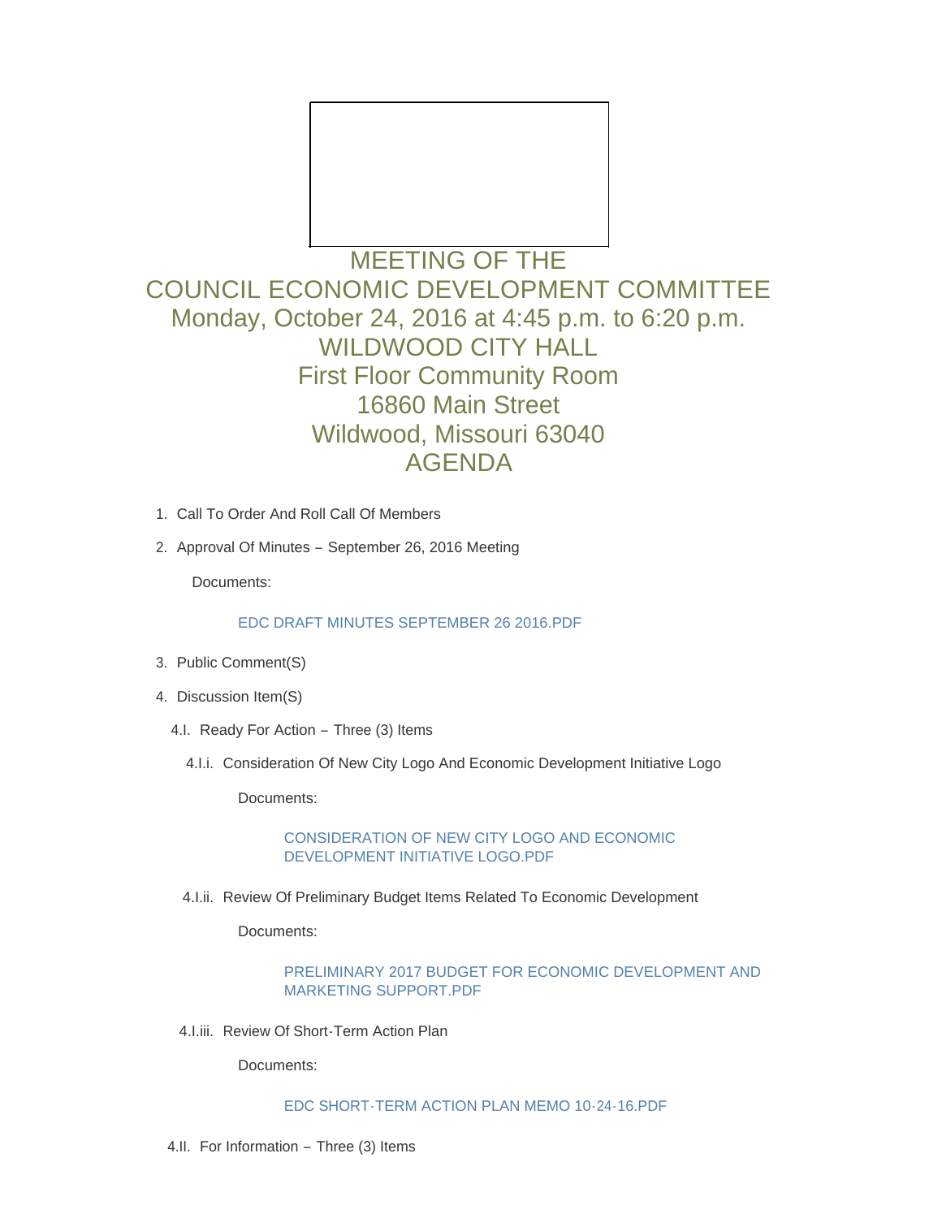# MEETING OF THE COUNCIL ECONOMIC DEVELOPMENT COMMITTEE

## Monday, October 24, 2016 at 4:45 p.m. to 6:20 p.m.

## WILDWOOD CITY HALL
## First Floor Community Room
## 16860 Main Street
## Wildwood, Missouri 63040

## AGENDA

1. Call To Order And Roll Call Of Members
2. Approval Of Minutes – September 26, 2016 Meeting

   Documents:

   EDC DRAFT MINUTES SEPTEMBER 26 2016.PDF

3. Public Comment(S)
4. Discussion Item(S)

   4.I. Ready For Action – Three (3) Items

   4.I.i. Consideration Of New City Logo And Economic Development Initiative Logo

   Documents:

   CONSIDERATION OF NEW CITY LOGO AND ECONOMIC DEVELOPMENT INITIATIVE LOGO.PDF

   4.I.ii. Review Of Preliminary Budget Items Related To Economic Development

   Documents:

   PRELIMINARY 2017 BUDGET FOR ECONOMIC DEVELOPMENT AND MARKETING SUPPORT.PDF

   4.I.iii. Review Of Short-Term Action Plan

   Documents:

   EDC SHORT-TERM ACTION PLAN MEMO 10-24-16.PDF

   4.II. For Information – Three (3) Items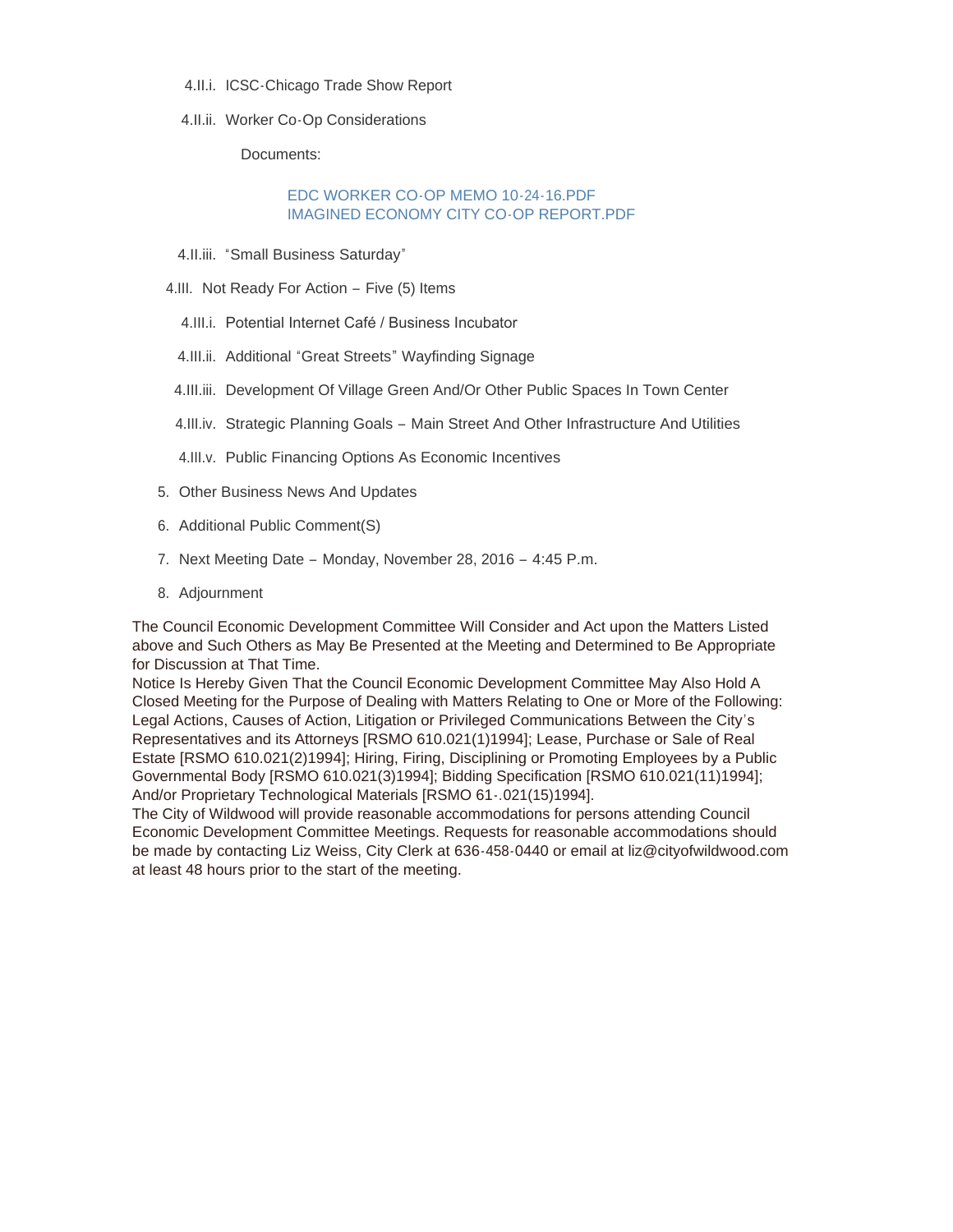4.II.i. ICSC-Chicago Trade Show Report

4.II.ii. Worker Co-Op Considerations

Documents:

EDC WORKER CO-OP MEMO 10-24-16.PDF
IMAGINED ECONOMY CITY CO-OP REPORT.PDF

4.II.iii. "Small Business Saturday"

4.III. Not Ready For Action – Five (5) Items

4.III.i. Potential Internet Café / Business Incubator

4.III.ii. Additional "Great Streets" Wayfinding Signage

4.III.iii. Development Of Village Green And/Or Other Public Spaces In Town Center

4.III.iv. Strategic Planning Goals – Main Street And Other Infrastructure And Utilities

4.III.v. Public Financing Options As Economic Incentives

5. Other Business News And Updates

6. Additional Public Comment(S)

7. Next Meeting Date – Monday, November 28, 2016 – 4:45 P.m.

8. Adjournment

The Council Economic Development Committee Will Consider and Act upon the Matters Listed above and Such Others as May Be Presented at the Meeting and Determined to Be Appropriate for Discussion at That Time.
Notice Is Hereby Given That the Council Economic Development Committee May Also Hold A Closed Meeting for the Purpose of Dealing with Matters Relating to One or More of the Following: Legal Actions, Causes of Action, Litigation or Privileged Communications Between the City's Representatives and its Attorneys [RSMO 610.021(1)1994]; Lease, Purchase or Sale of Real Estate [RSMO 610.021(2)1994]; Hiring, Firing, Disciplining or Promoting Employees by a Public Governmental Body [RSMO 610.021(3)1994]; Bidding Specification [RSMO 610.021(11)1994]; And/or Proprietary Technological Materials [RSMO 61-.021(15)1994].
The City of Wildwood will provide reasonable accommodations for persons attending Council Economic Development Committee Meetings. Requests for reasonable accommodations should be made by contacting Liz Weiss, City Clerk at 636-458-0440 or email at liz@cityofwildwood.com at least 48 hours prior to the start of the meeting.